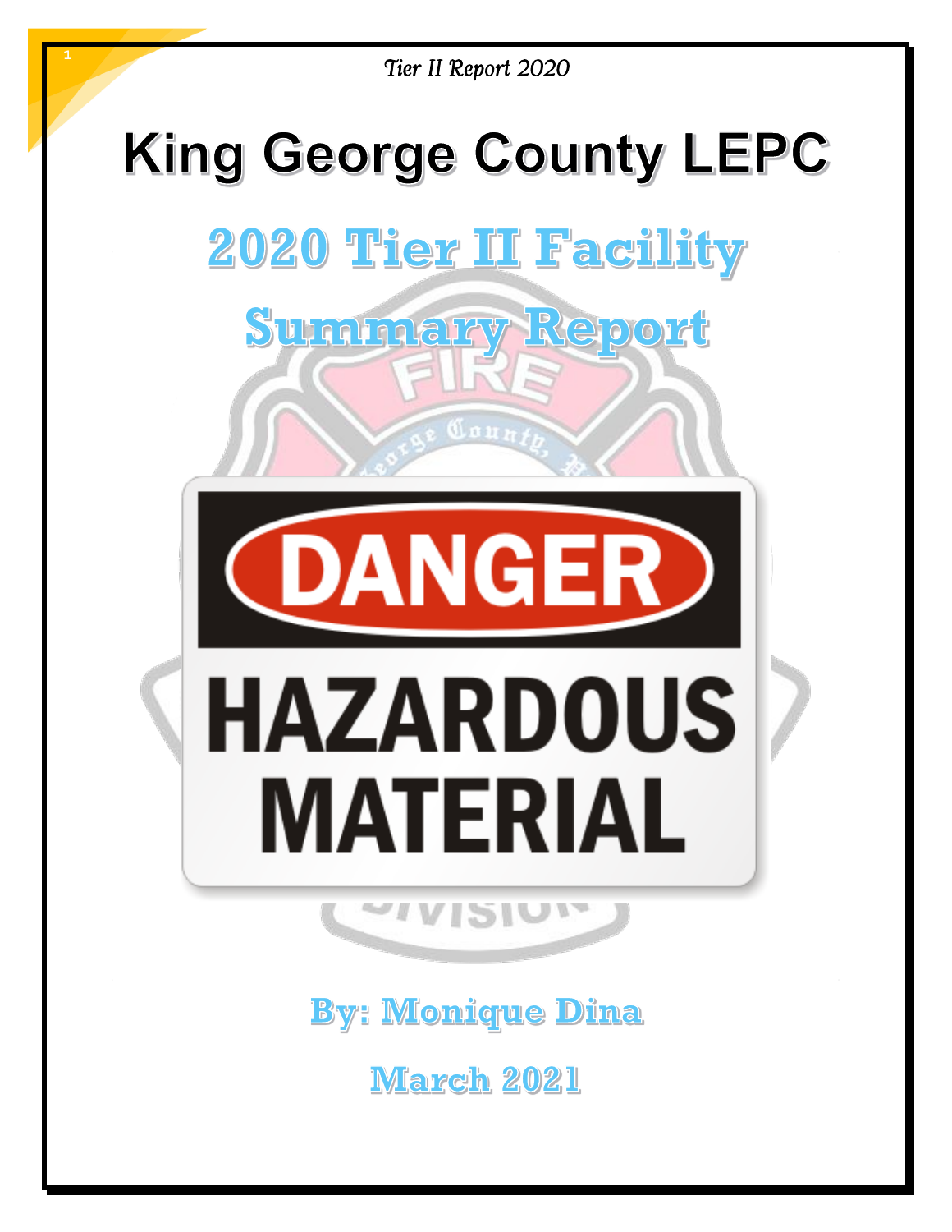# King George County LEPC

## 2020 Tier II Facility Summary Report

DANGER

HAZARDOUS MATERIAL

By: Monique Dina

March 2021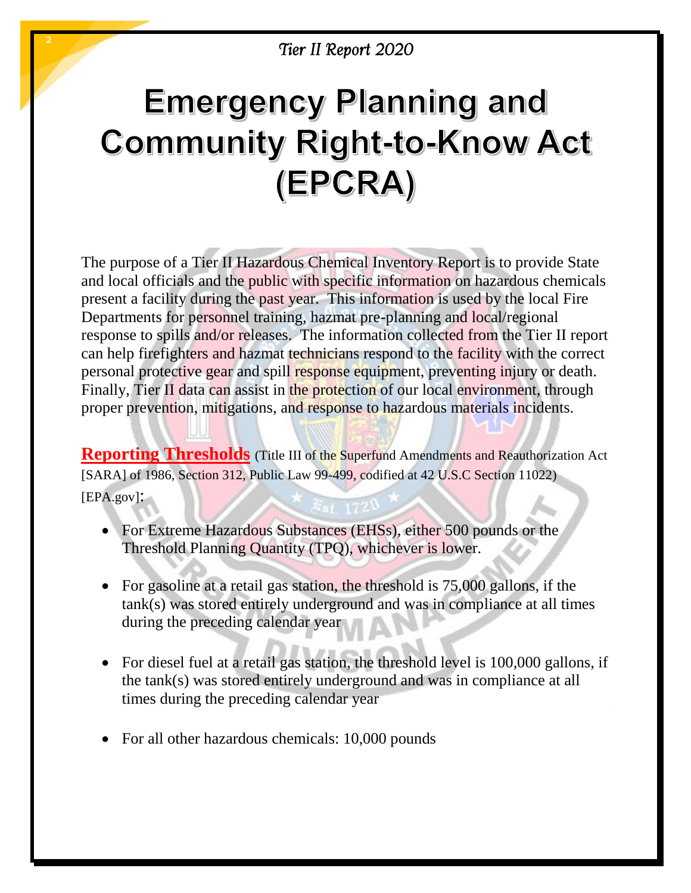# Emergency Planning and Community Right-to-Know Act (EPCRA)

The purpose of a Tier II Hazardous Chemical Inventory Report is to provide State and local officials and the public with specific information on hazardous chemicals present a facility during the past year. This information is used by the local Fire Departments for personnel training, hazmat pre-planning and local/regional response to spills and/or releases. The information collected from the Tier II report can help firefighters and hazmat technicians respond to the facility with the correct personal protective gear and spill response equipment, preventing injury or death. Finally, Tier II data can assist in the protection of our local environment, through proper prevention, mitigations, and response to hazardous materials incidents.

**Reporting Thresholds** (Title III of the Superfund Amendments and Reauthorization Act [SARA] of 1986, Section 312, Public Law 99-499, codified at 42 U.S.C Section 11022) [EPA.gov]:

- For Extreme Hazardous Substances (EHSs), either 500 pounds or the Threshold Planning Quantity (TPQ), whichever is lower.
- For gasoline at a retail gas station, the threshold is 75,000 gallons, if the tank(s) was stored entirely underground and was in compliance at all times during the preceding calendar year
- For diesel fuel at a retail gas station, the threshold level is 100,000 gallons, if the tank(s) was stored entirely underground and was in compliance at all times during the preceding calendar year
- For all other hazardous chemicals: 10,000 pounds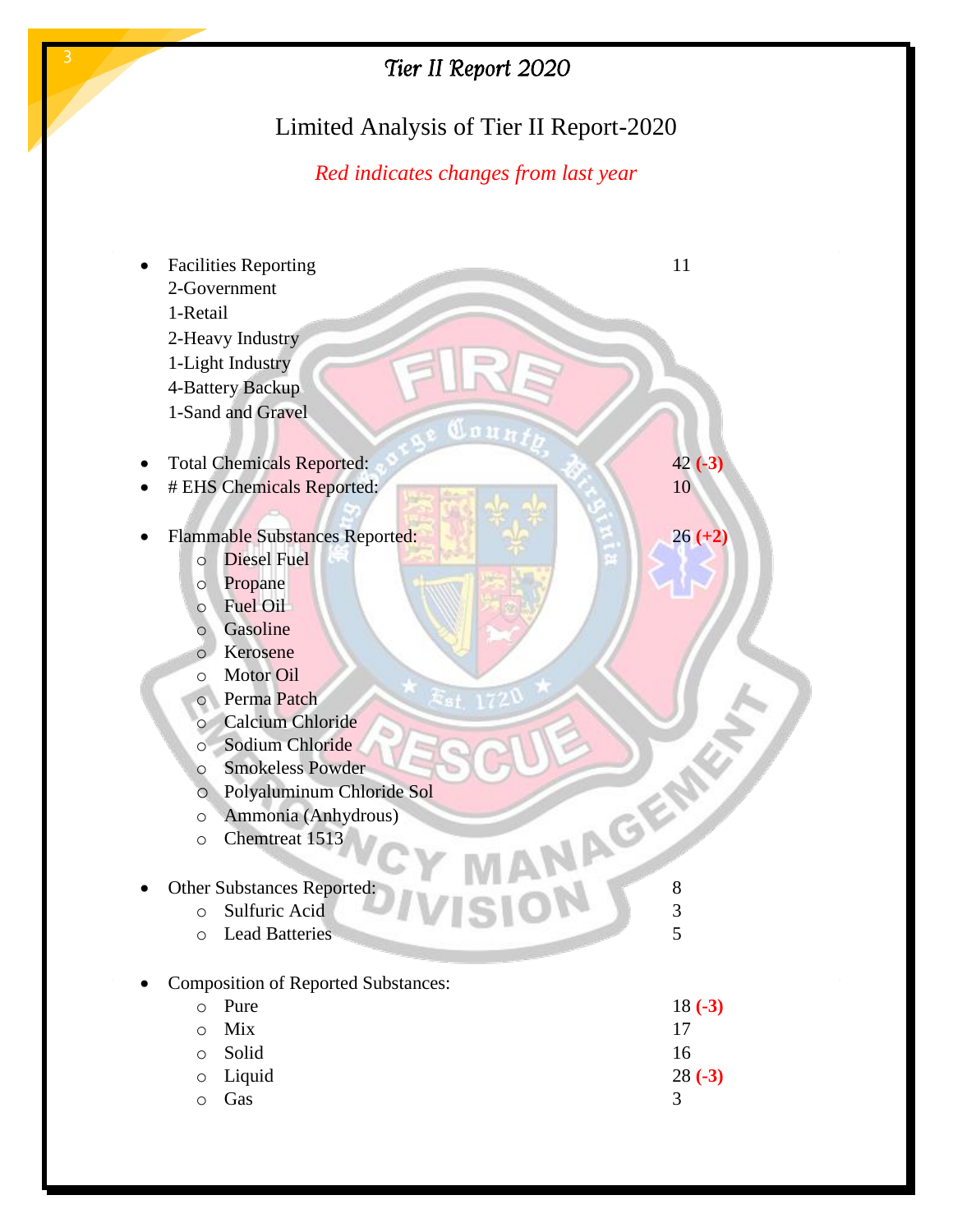# Tier II Report 2020

## Limited Analysis of Tier II Report-2020

*Red indicates changes from last year*

- Facilities Reporting — 11
  - 2-Government
  - 1-Retail
  - 2-Heavy Industry
  - 1-Light Industry
  - 4-Battery Backup
  - 1-Sand and Gravel

- Total Chemicals Reported: — 42 **(-3)**
- # EHS Chemicals Reported: — 10

- Flammable Substances Reported: — 26 **(+2)**
  - Diesel Fuel
  - Propane
  - Fuel Oil
  - Gasoline
  - Kerosene
  - Motor Oil
  - Perma Patch
  - Calcium Chloride
  - Sodium Chloride
  - Smokeless Powder
  - Polyaluminum Chloride Sol
  - Ammonia (Anhydrous)
  - Chemtreat 1513

- Other Substances Reported: — 8
  - Sulfuric Acid — 3
  - Lead Batteries — 5

- Composition of Reported Substances:
  - Pure — 18 **(-3)**
  - Mix — 17
  - Solid — 16
  - Liquid — 28 **(-3)**
  - Gas — 3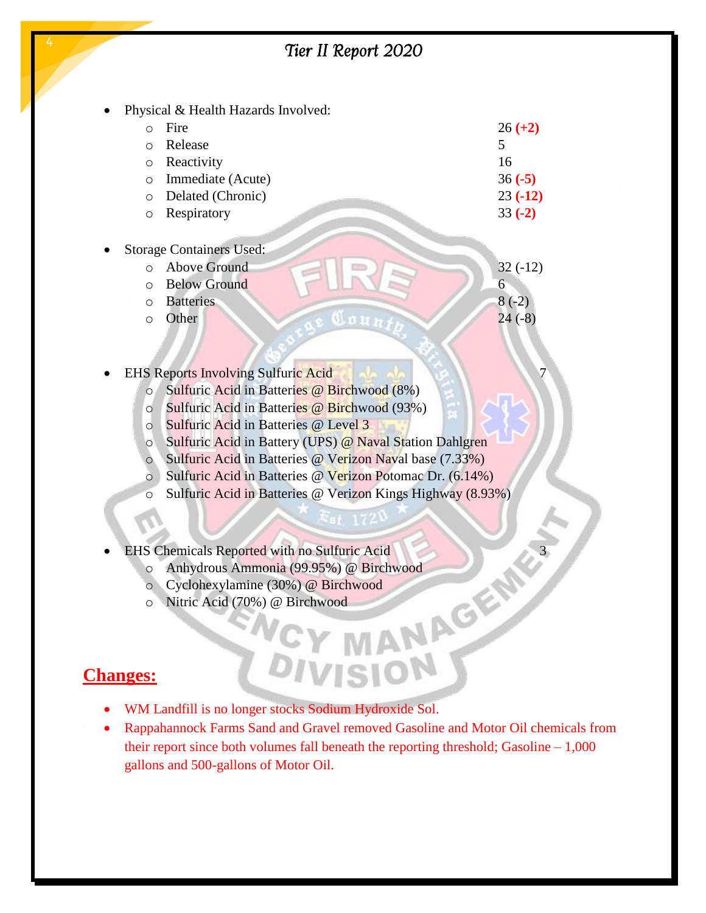- Physical & Health Hazards Involved:
  - Fire 26 **(+2)**
  - Release 5
  - Reactivity 16
  - Immediate (Acute) 36 **(-5)**
  - Delated (Chronic) 23 **(-12)**
  - Respiratory 33 **(-2)**

- Storage Containers Used:
  - Above Ground 32 (-12)
  - Below Ground 6
  - Batteries 8 (-2)
  - Other 24 (-8)

- EHS Reports Involving Sulfuric Acid 7
  - Sulfuric Acid in Batteries @ Birchwood (8%)
  - Sulfuric Acid in Batteries @ Birchwood (93%)
  - Sulfuric Acid in Batteries @ Level 3
  - Sulfuric Acid in Battery (UPS) @ Naval Station Dahlgren
  - Sulfuric Acid in Batteries @ Verizon Naval base (7.33%)
  - Sulfuric Acid in Batteries @ Verizon Potomac Dr. (6.14%)
  - Sulfuric Acid in Batteries @ Verizon Kings Highway (8.93%)

- EHS Chemicals Reported with no Sulfuric Acid 3
  - Anhydrous Ammonia (99.95%) @ Birchwood
  - Cyclohexylamine (30%) @ Birchwood
  - Nitric Acid (70%) @ Birchwood

## Changes:

- WM Landfill is no longer stocks Sodium Hydroxide Sol.
- Rappahannock Farms Sand and Gravel removed Gasoline and Motor Oil chemicals from their report since both volumes fall beneath the reporting threshold; Gasoline – 1,000 gallons and 500-gallons of Motor Oil.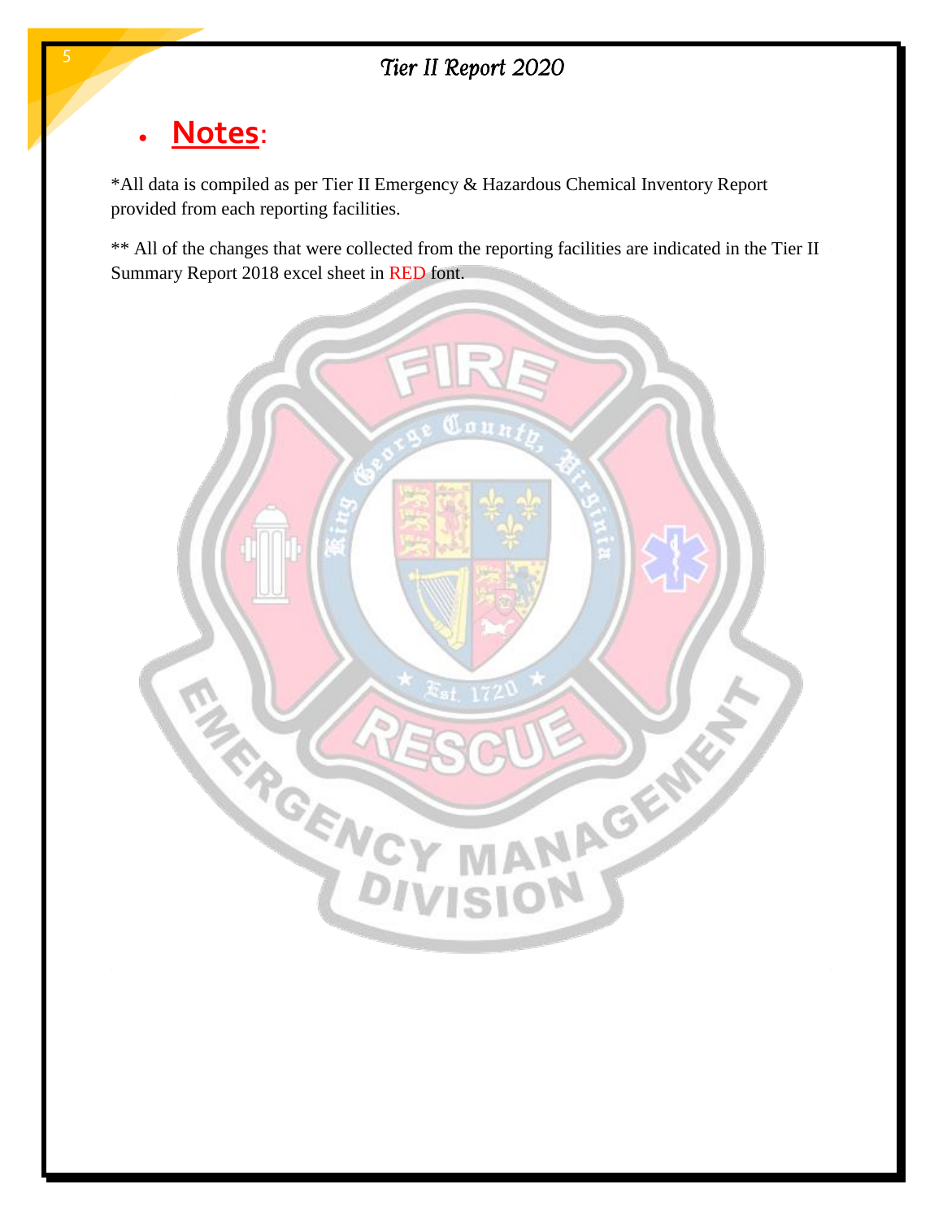- **Notes**:

*All data is compiled as per Tier II Emergency & Hazardous Chemical Inventory Report provided from each reporting facilities.

** All of the changes that were collected from the reporting facilities are indicated in the Tier II Summary Report 2018 excel sheet in RED font.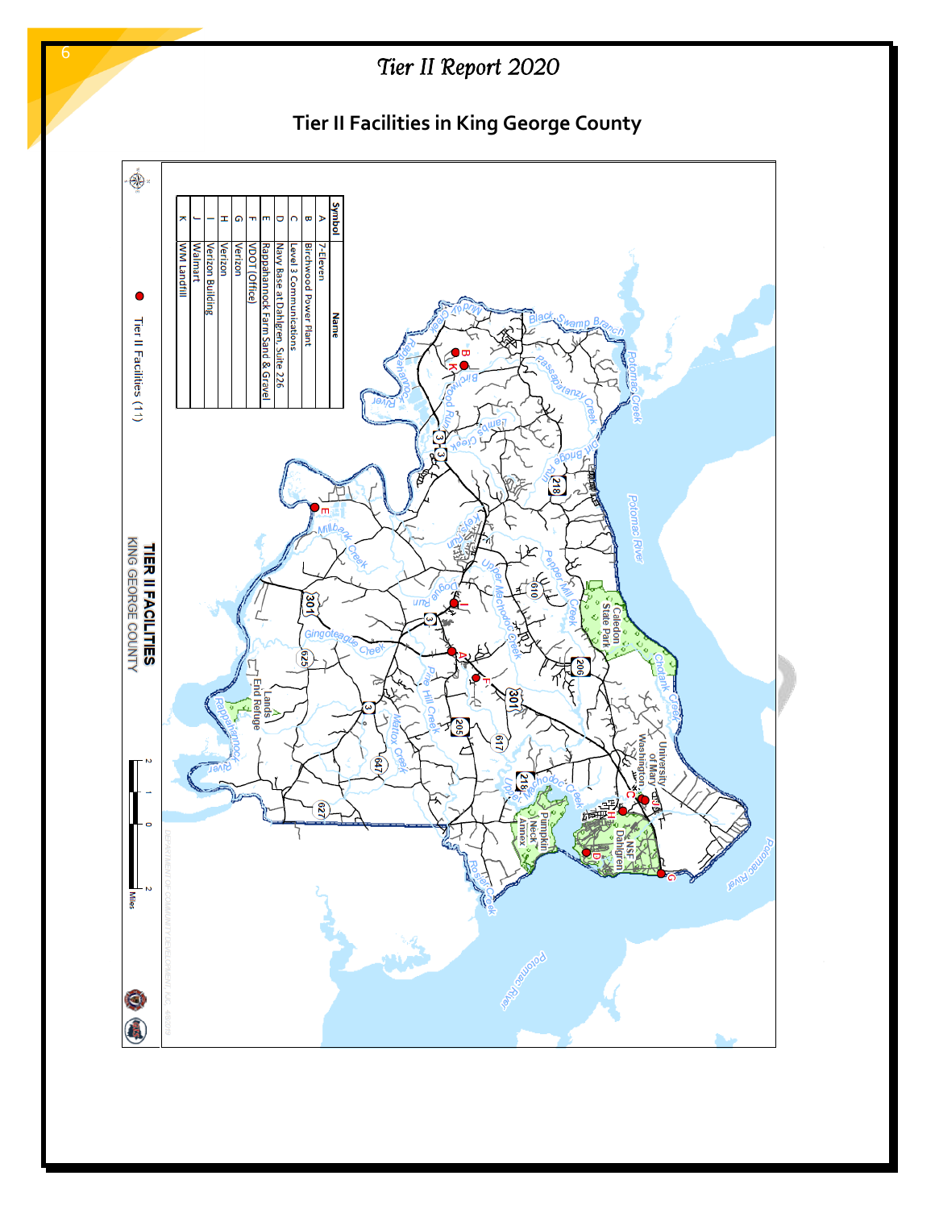# Tier II Facilities in King George County

| Symbol | Name |
| --- | --- |
| A | 7-Eleven |
| B | Birchwood Power Plant |
| C | Level 3 Communications |
| D | Navy Base at Dahlgren, Suite 226 |
| E | Rappahannock Farm Sand & Gravel |
| F | VDOT (Office) |
| G | Verizon |
| H | Verizon |
| I | Verizon Building |
| J | Walmart |
| K | WM Landfill |

Tier II Facilities (11)

TIER II FACILITIES
KING GEORGE COUNTY

2 1 0 2
Miles